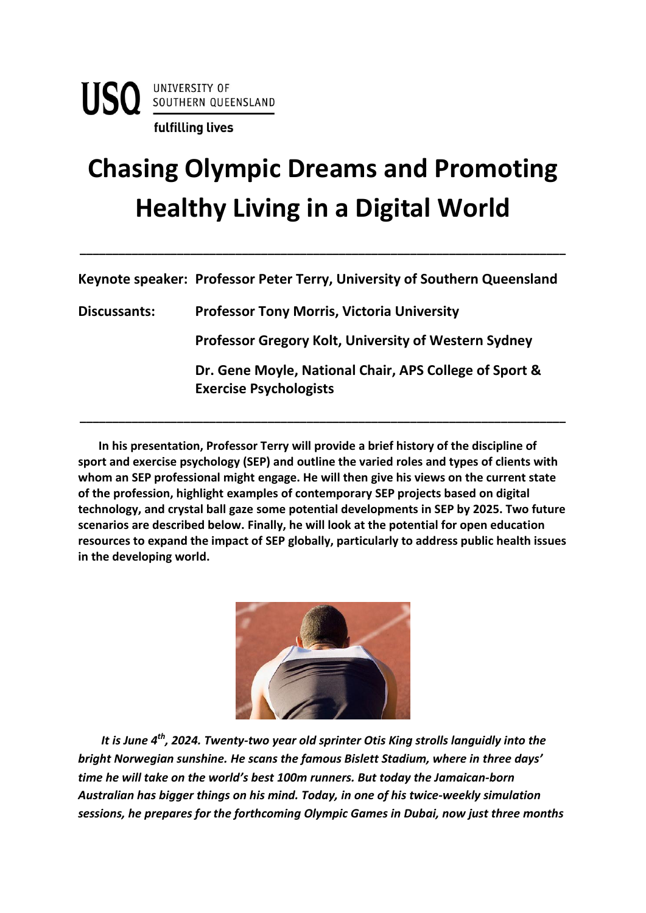UNIVERSITY OF SOUTHERN QUEENSLAND

fulfilling lives

# Chasing Olympic Dreams and Promoting Healthy Living in a Digital World

---

**Keynote speaker:** **Professor Peter Terry, University of Southern Queensland**

**Discussants:** **Professor Tony Morris, Victoria University**

**Professor Gregory Kolt, University of Western Sydney**

**Dr. Gene Moyle, National Chair, APS College of Sport & Exercise Psychologists**

---

**In his presentation, Professor Terry will provide a brief history of the discipline of sport and exercise psychology (SEP) and outline the varied roles and types of clients with whom an SEP professional might engage. He will then give his views on the current state of the profession, highlight examples of contemporary SEP projects based on digital technology, and crystal ball gaze some potential developments in SEP by 2025. Two future scenarios are described below. Finally, he will look at the potential for open education resources to expand the impact of SEP globally, particularly to address public health issues in the developing world.**

***It is June 4th, 2024. Twenty-two year old sprinter Otis King strolls languidly into the bright Norwegian sunshine. He scans the famous Bislett Stadium, where in three days' time he will take on the world's best 100m runners. But today the Jamaican-born Australian has bigger things on his mind. Today, in one of his twice-weekly simulation sessions, he prepares for the forthcoming Olympic Games in Dubai, now just three months***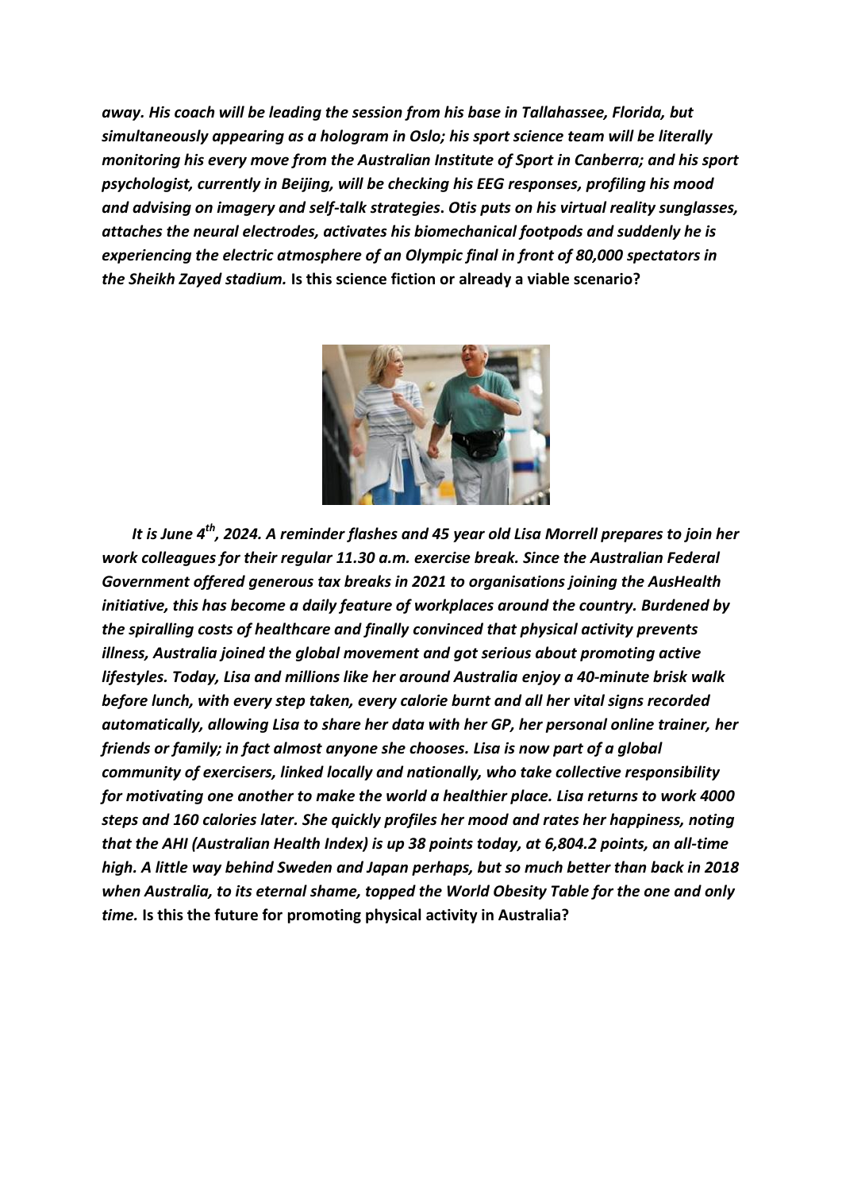***away. His coach will be leading the session from his base in Tallahassee, Florida, but simultaneously appearing as a hologram in Oslo; his sport science team will be literally monitoring his every move from the Australian Institute of Sport in Canberra; and his sport psychologist, currently in Beijing, will be checking his EEG responses, profiling his mood and advising on imagery and self-talk strategies. Otis puts on his virtual reality sunglasses, attaches the neural electrodes, activates his biomechanical footpods and suddenly he is experiencing the electric atmosphere of an Olympic final in front of 80,000 spectators in the Sheikh Zayed stadium.*** **Is this science fiction or already a viable scenario?**

***It is June 4th, 2024. A reminder flashes and 45 year old Lisa Morrell prepares to join her work colleagues for their regular 11.30 a.m. exercise break. Since the Australian Federal Government offered generous tax breaks in 2021 to organisations joining the AusHealth initiative, this has become a daily feature of workplaces around the country. Burdened by the spiralling costs of healthcare and finally convinced that physical activity prevents illness, Australia joined the global movement and got serious about promoting active lifestyles. Today, Lisa and millions like her around Australia enjoy a 40-minute brisk walk before lunch, with every step taken, every calorie burnt and all her vital signs recorded automatically, allowing Lisa to share her data with her GP, her personal online trainer, her friends or family; in fact almost anyone she chooses. Lisa is now part of a global community of exercisers, linked locally and nationally, who take collective responsibility for motivating one another to make the world a healthier place. Lisa returns to work 4000 steps and 160 calories later. She quickly profiles her mood and rates her happiness, noting that the AHI (Australian Health Index) is up 38 points today, at 6,804.2 points, an all-time high. A little way behind Sweden and Japan perhaps, but so much better than back in 2018 when Australia, to its eternal shame, topped the World Obesity Table for the one and only time.*** **Is this the future for promoting physical activity in Australia?**